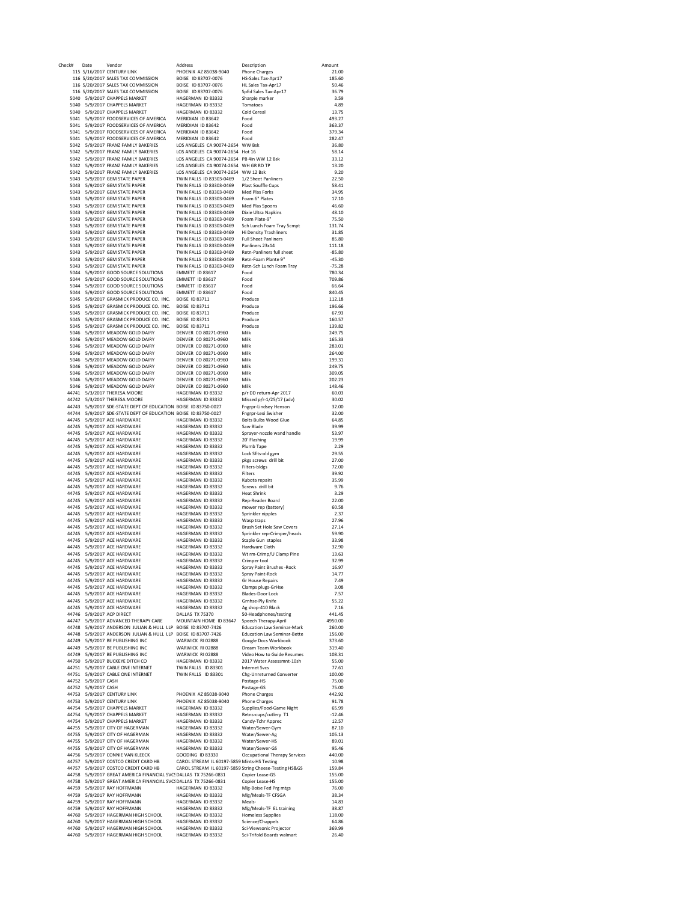| Check# | Date | Vendor | Address | Description | Amount |
|---|---|---|---|---|---|
| 115 | 5/16/2017 | CENTURY LINK | PHOENIX AZ 85038-9040 | Phone Charges | 21.00 |
| 116 | 5/20/2017 | SALES TAX COMMISSION | BOISE ID 83707-0076 | HS-Sales Tax-Apr17 | 185.60 |
| 116 | 5/20/2017 | SALES TAX COMMISSION | BOISE ID 83707-0076 | HL Sales Tax-Apr17 | 50.46 |
| 116 | 5/20/2017 | SALES TAX COMMISSION | BOISE ID 83707-0076 | SpEd Sales Tax-Apr17 | 36.79 |
| 5040 | 5/9/2017 | CHAPPELS MARKET | HAGERMAN ID 83332 | Sharpie marker | 3.59 |
| 5040 | 5/9/2017 | CHAPPELS MARKET | HAGERMAN ID 83332 | Tomatoes | 4.89 |
| 5040 | 5/9/2017 | CHAPPELS MARKET | HAGERMAN ID 83332 | Cold Cereal | 13.75 |
| 5041 | 5/9/2017 | FOODSERVICES OF AMERICA | MERIDIAN ID 83642 | Food | 493.27 |
| 5041 | 5/9/2017 | FOODSERVICES OF AMERICA | MERIDIAN ID 83642 | Food | 363.37 |
| 5041 | 5/9/2017 | FOODSERVICES OF AMERICA | MERIDIAN ID 83642 | Food | 379.34 |
| 5041 | 5/9/2017 | FOODSERVICES OF AMERICA | MERIDIAN ID 83642 | Food | 282.47 |
| 5042 | 5/9/2017 | FRANZ FAMILY BAKERIES | LOS ANGELES CA 90074-2654 | WW Bsk | 36.80 |
| 5042 | 5/9/2017 | FRANZ FAMILY BAKERIES | LOS ANGELES CA 90074-2654 | Hot 16 | 58.14 |
| 5042 | 5/9/2017 | FRANZ FAMILY BAKERIES | LOS ANGELES CA 90074-2654 | PB 4in WW 12 Bsk | 33.12 |
| 5042 | 5/9/2017 | FRANZ FAMILY BAKERIES | LOS ANGELES CA 90074-2654 | WH GR RD TP | 13.20 |
| 5042 | 5/9/2017 | FRANZ FAMILY BAKERIES | LOS ANGELES CA 90074-2654 | WW 12 Bsk | 9.20 |
| 5043 | 5/9/2017 | GEM STATE PAPER | TWIN FALLS ID 83303-0469 | 1/2 Sheet Panliners | 22.50 |
| 5043 | 5/9/2017 | GEM STATE PAPER | TWIN FALLS ID 83303-0469 | Plast Souffle Cups | 58.41 |
| 5043 | 5/9/2017 | GEM STATE PAPER | TWIN FALLS ID 83303-0469 | Med Plas Forks | 34.95 |
| 5043 | 5/9/2017 | GEM STATE PAPER | TWIN FALLS ID 83303-0469 | Foam 6" Plates | 17.10 |
| 5043 | 5/9/2017 | GEM STATE PAPER | TWIN FALLS ID 83303-0469 | Med Plas Spoons | 46.60 |
| 5043 | 5/9/2017 | GEM STATE PAPER | TWIN FALLS ID 83303-0469 | Dixie Ultra Napkins | 48.10 |
| 5043 | 5/9/2017 | GEM STATE PAPER | TWIN FALLS ID 83303-0469 | Foam Plate-9" | 75.50 |
| 5043 | 5/9/2017 | GEM STATE PAPER | TWIN FALLS ID 83303-0469 | Sch Lunch Foam Tray 5cmpt | 131.74 |
| 5043 | 5/9/2017 | GEM STATE PAPER | TWIN FALLS ID 83303-0469 | Hi Density Trashliners | 31.85 |
| 5043 | 5/9/2017 | GEM STATE PAPER | TWIN FALLS ID 83303-0469 | Full Sheet Panliners | 85.80 |
| 5043 | 5/9/2017 | GEM STATE PAPER | TWIN FALLS ID 83303-0469 | Panliners 23x14 | 111.18 |
| 5043 | 5/9/2017 | GEM STATE PAPER | TWIN FALLS ID 83303-0469 | Retn-Panliners full sheet | -85.80 |
| 5043 | 5/9/2017 | GEM STATE PAPER | TWIN FALLS ID 83303-0469 | Retn-Foam Plante 9" | -45.30 |
| 5043 | 5/9/2017 | GEM STATE PAPER | TWIN FALLS ID 83303-0469 | Retn-Sch Lunch Foam Tray | -75.28 |
| 5044 | 5/9/2017 | GOOD SOURCE SOLUTIONS | EMMETT ID 83617 | Food | 780.34 |
| 5044 | 5/9/2017 | GOOD SOURCE SOLUTIONS | EMMETT ID 83617 | Food | 709.86 |
| 5044 | 5/9/2017 | GOOD SOURCE SOLUTIONS | EMMETT ID 83617 | Food | 66.64 |
| 5044 | 5/9/2017 | GOOD SOURCE SOLUTIONS | EMMETT ID 83617 | Food | 840.45 |
| 5045 | 5/9/2017 | GRASMICK PRODUCE CO. INC. | BOISE ID 83711 | Produce | 112.18 |
| 5045 | 5/9/2017 | GRASMICK PRODUCE CO. INC. | BOISE ID 83711 | Produce | 196.66 |
| 5045 | 5/9/2017 | GRASMICK PRODUCE CO. INC. | BOISE ID 83711 | Produce | 67.93 |
| 5045 | 5/9/2017 | GRASMICK PRODUCE CO. INC. | BOISE ID 83711 | Produce | 160.57 |
| 5045 | 5/9/2017 | GRASMICK PRODUCE CO. INC. | BOISE ID 83711 | Produce | 139.82 |
| 5046 | 5/9/2017 | MEADOW GOLD DAIRY | DENVER CO 80271-0960 | Milk | 249.75 |
| 5046 | 5/9/2017 | MEADOW GOLD DAIRY | DENVER CO 80271-0960 | Milk | 165.33 |
| 5046 | 5/9/2017 | MEADOW GOLD DAIRY | DENVER CO 80271-0960 | Milk | 283.01 |
| 5046 | 5/9/2017 | MEADOW GOLD DAIRY | DENVER CO 80271-0960 | Milk | 264.00 |
| 5046 | 5/9/2017 | MEADOW GOLD DAIRY | DENVER CO 80271-0960 | Milk | 199.31 |
| 5046 | 5/9/2017 | MEADOW GOLD DAIRY | DENVER CO 80271-0960 | Milk | 249.75 |
| 5046 | 5/9/2017 | MEADOW GOLD DAIRY | DENVER CO 80271-0960 | Milk | 309.05 |
| 5046 | 5/9/2017 | MEADOW GOLD DAIRY | DENVER CO 80271-0960 | Milk | 202.23 |
| 5046 | 5/9/2017 | MEADOW GOLD DAIRY | DENVER CO 80271-0960 | Milk | 148.46 |
| 44741 | 5/3/2017 | THERESA MOORE | HAGERMAN ID 83332 | p/r DD return-Apr 2017 | 60.03 |
| 44742 | 5/3/2017 | THERESA MOORE | HAGERMAN ID 83332 | Missed p/r-1/25/17 (adv) | 30.02 |
| 44743 | 5/9/2017 | SDE-STATE DEPT OF EDUCATION | BOISE ID 83750-0027 | Fngrpr-Lindsey Henson | 32.00 |
| 44744 | 5/9/2017 | SDE-STATE DEPT OF EDUCATION | BOISE ID 83750-0027 | Fngrpr-Lexi Swisher | 32.00 |
| 44745 | 5/9/2017 | ACE HARDWARE | HAGERMAN ID 83332 | Bolts Bulbs Wood Glue | 64.85 |
| 44745 | 5/9/2017 | ACE HARDWARE | HAGERMAN ID 83332 | Saw Blade | 39.99 |
| 44745 | 5/9/2017 | ACE HARDWARE | HAGERMAN ID 83332 | Sprayer-nozzle wand handle | 53.97 |
| 44745 | 5/9/2017 | ACE HARDWARE | HAGERMAN ID 83332 | 20' Flashing | 19.99 |
| 44745 | 5/9/2017 | ACE HARDWARE | HAGERMAN ID 83332 | Plumb Tape | 2.29 |
| 44745 | 5/9/2017 | ACE HARDWARE | HAGERMAN ID 83332 | Lock SEts-old gym | 29.55 |
| 44745 | 5/9/2017 | ACE HARDWARE | HAGERMAN ID 83332 | pkgs screws drill bit | 27.00 |
| 44745 | 5/9/2017 | ACE HARDWARE | HAGERMAN ID 83332 | Filters-bldgs | 72.00 |
| 44745 | 5/9/2017 | ACE HARDWARE | HAGERMAN ID 83332 | Filters | 39.92 |
| 44745 | 5/9/2017 | ACE HARDWARE | HAGERMAN ID 83332 | Kubota repairs | 35.99 |
| 44745 | 5/9/2017 | ACE HARDWARE | HAGERMAN ID 83332 | Screws drill bit | 9.76 |
| 44745 | 5/9/2017 | ACE HARDWARE | HAGERMAN ID 83332 | Heat Shrink | 3.29 |
| 44745 | 5/9/2017 | ACE HARDWARE | HAGERMAN ID 83332 | Rep-Reader Board | 22.00 |
| 44745 | 5/9/2017 | ACE HARDWARE | HAGERMAN ID 83332 | mower rep (battery) | 60.58 |
| 44745 | 5/9/2017 | ACE HARDWARE | HAGERMAN ID 83332 | Sprinkler nipples | 2.37 |
| 44745 | 5/9/2017 | ACE HARDWARE | HAGERMAN ID 83332 | Wasp traps | 27.96 |
| 44745 | 5/9/2017 | ACE HARDWARE | HAGERMAN ID 83332 | Brush Set Hole Saw Covers | 27.14 |
| 44745 | 5/9/2017 | ACE HARDWARE | HAGERMAN ID 83332 | Sprinkler rep-Crimper/heads | 59.90 |
| 44745 | 5/9/2017 | ACE HARDWARE | HAGERMAN ID 83332 | Staple Gun staples | 33.98 |
| 44745 | 5/9/2017 | ACE HARDWARE | HAGERMAN ID 83332 | Hardware Cloth | 32.90 |
| 44745 | 5/9/2017 | ACE HARDWARE | HAGERMAN ID 83332 | Wt rm-Crimp/U Clamp Pine | 13.63 |
| 44745 | 5/9/2017 | ACE HARDWARE | HAGERMAN ID 83332 | Crimper tool | 32.99 |
| 44745 | 5/9/2017 | ACE HARDWARE | HAGERMAN ID 83332 | Spray Paint Brushes -Rock | 16.97 |
| 44745 | 5/9/2017 | ACE HARDWARE | HAGERMAN ID 83332 | Spray Paint-Rock | 14.77 |
| 44745 | 5/9/2017 | ACE HARDWARE | HAGERMAN ID 83332 | Gr House Repairs | 7.49 |
| 44745 | 5/9/2017 | ACE HARDWARE | HAGERMAN ID 83332 | Clamps plugs-GrHse | 3.08 |
| 44745 | 5/9/2017 | ACE HARDWARE | HAGERMAN ID 83332 | Blades-Door Lock | 7.57 |
| 44745 | 5/9/2017 | ACE HARDWARE | HAGERMAN ID 83332 | Grnhse-Ply Knife | 55.22 |
| 44745 | 5/9/2017 | ACE HARDWARE | HAGERMAN ID 83332 | Ag shop-410 Black | 7.16 |
| 44746 | 5/9/2017 | ACP DIRECT | DALLAS TX 75370 | 50-Headphones/testing | 441.45 |
| 44747 | 5/9/2017 | ADVANCED THERAPY CARE | MOUNTAIN HOME ID 83647 | Speech Therapy-April | 4950.00 |
| 44748 | 5/9/2017 | ANDERSON JULIAN & HULL LLP | BOISE ID 83707-7426 | Education Law Seminar-Mark | 260.00 |
| 44748 | 5/9/2017 | ANDERSON JULIAN & HULL LLP | BOISE ID 83707-7426 | Education Law Seminar-Bette | 156.00 |
| 44749 | 5/9/2017 | BE PUBLISHING INC | WARWICK RI 02888 | Google Docs Workbook | 373.60 |
| 44749 | 5/9/2017 | BE PUBLISHING INC | WARWICK RI 02888 | Dream Team Workbook | 319.40 |
| 44749 | 5/9/2017 | BE PUBLISHING INC | WARWICK RI 02888 | Video How to Guide Resumes | 108.31 |
| 44750 | 5/9/2017 | BUCKEYE DITCH CO | HAGERMAN ID 83332 | 2017 Water Assessmnt-10sh | 55.00 |
| 44751 | 5/9/2017 | CABLE ONE INTERNET | TWIN FALLS ID 83301 | Internet Svcs | 77.61 |
| 44751 | 5/9/2017 | CABLE ONE INTERNET | TWIN FALLS ID 83301 | Chg-Unreturned Converter | 100.00 |
| 44752 | 5/9/2017 | CASH | | Postage-HS | 75.00 |
| 44752 | 5/9/2017 | CASH | | Postage-GS | 75.00 |
| 44753 | 5/9/2017 | CENTURY LINK | PHOENIX AZ 85038-9040 | Phone Charges | 442.92 |
| 44753 | 5/9/2017 | CENTURY LINK | PHOENIX AZ 85038-9040 | Phone Charges | 91.78 |
| 44754 | 5/9/2017 | CHAPPELS MARKET | HAGERMAN ID 83332 | Supplies/Food-Game Night | 65.99 |
| 44754 | 5/9/2017 | CHAPPELS MARKET | HAGERMAN ID 83332 | Retns-cups/cutlery T1 | -12.46 |
| 44754 | 5/9/2017 | CHAPPELS MARKET | HAGERMAN ID 83332 | Candy-Tchr Apprec | 12.57 |
| 44755 | 5/9/2017 | CITY OF HAGERMAN | HAGERMAN ID 83332 | Water/Sewer-Gym | 87.10 |
| 44755 | 5/9/2017 | CITY OF HAGERMAN | HAGERMAN ID 83332 | Water/Sewer-Ag | 105.13 |
| 44755 | 5/9/2017 | CITY OF HAGERMAN | HAGERMAN ID 83332 | Water/Sewer-HS | 89.01 |
| 44755 | 5/9/2017 | CITY OF HAGERMAN | HAGERMAN ID 83332 | Water/Sewer-GS | 95.46 |
| 44756 | 5/9/2017 | CONNIE VAN KLEECK | GOODING ID 83330 | Occupational Therapy Services | 440.00 |
| 44757 | 5/9/2017 | COSTCO CREDIT CARD HB | CAROL STREAM IL 60197-5859 | Mints-HS Testing | 10.98 |
| 44757 | 5/9/2017 | COSTCO CREDIT CARD HB | CAROL STREAM IL 60197-5859 | String Cheese-Testing HS&GS | 159.84 |
| 44758 | 5/9/2017 | GREAT AMERICA FINANCIAL SVCS | DALLAS TX 75266-0831 | Copier Lease-GS | 155.00 |
| 44758 | 5/9/2017 | GREAT AMERICA FINANCIAL SVCS | DALLAS TX 75266-0831 | Copier Lease-HS | 155.00 |
| 44759 | 5/9/2017 | RAY HOFFMANN | HAGERMAN ID 83332 | Mlg-Boise Fed Prg mtgs | 76.00 |
| 44759 | 5/9/2017 | RAY HOFFMANN | HAGERMAN ID 83332 | Mlg/Meals-TF CFSGA | 38.34 |
| 44759 | 5/9/2017 | RAY HOFFMANN | HAGERMAN ID 83332 | Meals- | 14.83 |
| 44759 | 5/9/2017 | RAY HOFFMANN | HAGERMAN ID 83332 | Mlg/Meals-TF EL training | 38.87 |
| 44760 | 5/9/2017 | HAGERMAN HIGH SCHOOL | HAGERMAN ID 83332 | Homeless Supplies | 118.00 |
| 44760 | 5/9/2017 | HAGERMAN HIGH SCHOOL | HAGERMAN ID 83332 | Science/Chappels | 64.86 |
| 44760 | 5/9/2017 | HAGERMAN HIGH SCHOOL | HAGERMAN ID 83332 | Sci-Viewsonic Projector | 369.99 |
| 44760 | 5/9/2017 | HAGERMAN HIGH SCHOOL | HAGERMAN ID 83332 | Sci-Trifold Boards walmart | 26.40 |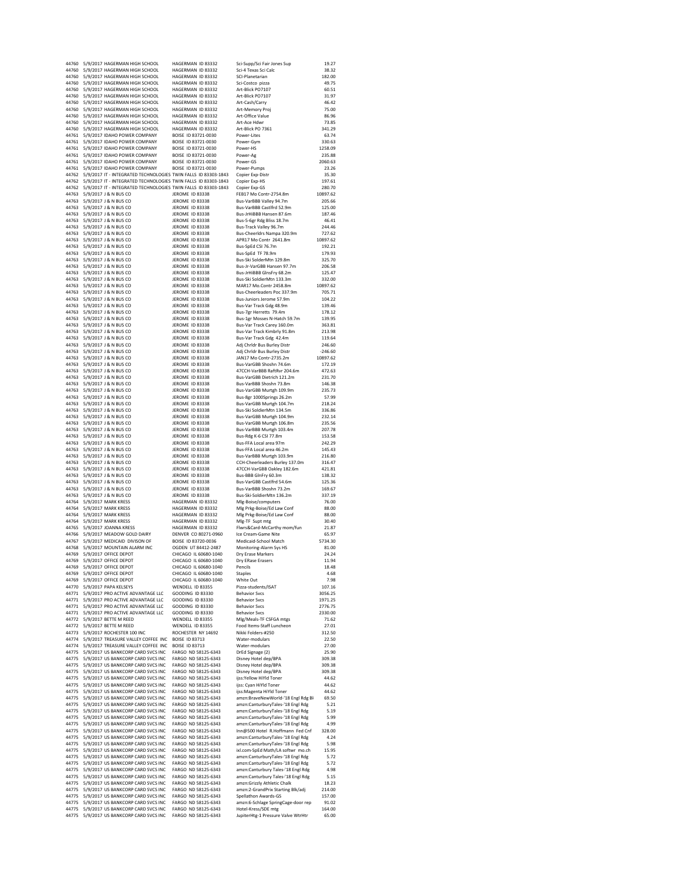| | | | | | |
|---|---|---|---|---|---|
| 44760 | 5/9/2017 | HAGERMAN HIGH SCHOOL | HAGERMAN ID 83332 | Sci-Supp/Sci Fair Jones Sup | 19.27 |
| 44760 | 5/9/2017 | HAGERMAN HIGH SCHOOL | HAGERMAN ID 83332 | Sci-4 Texas Sci Calc | 38.32 |
| 44760 | 5/9/2017 | HAGERMAN HIGH SCHOOL | HAGERMAN ID 83332 | SCI-Planetarian | 182.00 |
| 44760 | 5/9/2017 | HAGERMAN HIGH SCHOOL | HAGERMAN ID 83332 | Sci-Costco pizza | 49.75 |
| 44760 | 5/9/2017 | HAGERMAN HIGH SCHOOL | HAGERMAN ID 83332 | Art-Blick PO7107 | 60.51 |
| 44760 | 5/9/2017 | HAGERMAN HIGH SCHOOL | HAGERMAN ID 83332 | Art-Blick PO7107 | 31.97 |
| 44760 | 5/9/2017 | HAGERMAN HIGH SCHOOL | HAGERMAN ID 83332 | Art-Cash/Carry | 46.42 |
| 44760 | 5/9/2017 | HAGERMAN HIGH SCHOOL | HAGERMAN ID 83332 | Art-Memory Proj | 75.00 |
| 44760 | 5/9/2017 | HAGERMAN HIGH SCHOOL | HAGERMAN ID 83332 | Art-Office Value | 86.96 |
| 44760 | 5/9/2017 | HAGERMAN HIGH SCHOOL | HAGERMAN ID 83332 | Art-Ace Hdwr | 73.85 |
| 44760 | 5/9/2017 | HAGERMAN HIGH SCHOOL | HAGERMAN ID 83332 | Art-Blick PO 7361 | 341.29 |
| 44761 | 5/9/2017 | IDAHO POWER COMPANY | BOISE ID 83721-0030 | Power-Lites | 63.74 |
| 44761 | 5/9/2017 | IDAHO POWER COMPANY | BOISE ID 83721-0030 | Power-Gym | 330.63 |
| 44761 | 5/9/2017 | IDAHO POWER COMPANY | BOISE ID 83721-0030 | Power-HS | 1258.09 |
| 44761 | 5/9/2017 | IDAHO POWER COMPANY | BOISE ID 83721-0030 | Power-Ag | 235.88 |
| 44761 | 5/9/2017 | IDAHO POWER COMPANY | BOISE ID 83721-0030 | Power-GS | 2060.63 |
| 44761 | 5/9/2017 | IDAHO POWER COMPANY | BOISE ID 83721-0030 | Power-Pumps | 23.26 |
| 44762 | 5/9/2017 | IT - INTEGRATED TECHNOLOGIES | TWIN FALLS ID 83303-1843 | Copier Exp-Distr | 35.30 |
| 44762 | 5/9/2017 | IT - INTEGRATED TECHNOLOGIES | TWIN FALLS ID 83303-1843 | Copier Exp-HS | 197.61 |
| 44762 | 5/9/2017 | IT - INTEGRATED TECHNOLOGIES | TWIN FALLS ID 83303-1843 | Copier Exp-GS | 280.70 |
| 44763 | 5/9/2017 | J & N BUS CO | JEROME ID 83338 | FEB17 Mo Contr-2754.8m | 10897.62 |
| 44763 | 5/9/2017 | J & N BUS CO | JEROME ID 83338 | Bus-VarBBB Valley 94.7m | 205.66 |
| 44763 | 5/9/2017 | J & N BUS CO | JEROME ID 83338 | Bus-VarBBB Castlfrd 52.9m | 125.00 |
| 44763 | 5/9/2017 | J & N BUS CO | JEROME ID 83338 | Bus-JrHiBBB Hansen 87.6m | 187.46 |
| 44763 | 5/9/2017 | J & N BUS CO | JEROME ID 83338 | Bus-5-6gr Rdg Bliss 18.7m | 46.41 |
| 44763 | 5/9/2017 | J & N BUS CO | JEROME ID 83338 | Bus-Track Valley 96.7m | 244.46 |
| 44763 | 5/9/2017 | J & N BUS CO | JEROME ID 83338 | Bus-Cheerldrs Nampa 320.9m | 727.62 |
| 44763 | 5/9/2017 | J & N BUS CO | JEROME ID 83338 | APR17 Mo Contr 2641.8m | 10897.62 |
| 44763 | 5/9/2017 | J & N BUS CO | JEROME ID 83338 | Bus-SpEd CSI 76.7m | 192.21 |
| 44763 | 5/9/2017 | J & N BUS CO | JEROME ID 83338 | Bus-SpEd TF 78.9m | 179.93 |
| 44763 | 5/9/2017 | J & N BUS CO | JEROME ID 83338 | Bus-Ski SolderMtn 129.8m | 325.70 |
| 44763 | 5/9/2017 | J & N BUS CO | JEROME ID 83338 | Bus-Jr-VarGBB Hansen 97.7m | 206.58 |
| 44763 | 5/9/2017 | J & N BUS CO | JEROME ID 83338 | Bus-JrHiBBB GlnsFry 68.2m | 125.47 |
| 44763 | 5/9/2017 | J & N BUS CO | JEROME ID 83338 | Bus-Ski SoldierMtn 133.3m | 332.00 |
| 44763 | 5/9/2017 | J & N BUS CO | JEROME ID 83338 | MAR17 Mo.Contr 2458.8m | 10897.62 |
| 44763 | 5/9/2017 | J & N BUS CO | JEROME ID 83338 | Bus-Cheerleaders Poc 337.9m | 705.71 |
| 44763 | 5/9/2017 | J & N BUS CO | JEROME ID 83338 | Bus-Juniors Jerome 57.9m | 104.22 |
| 44763 | 5/9/2017 | J & N BUS CO | JEROME ID 83338 | Bus-Var Track Gdg 48.9m | 139.46 |
| 44763 | 5/9/2017 | J & N BUS CO | JEROME ID 83338 | Bus-7gr Herretts 79.4m | 178.12 |
| 44763 | 5/9/2017 | J & N BUS CO | JEROME ID 83338 | Bus-1gr Mosses N-Hatch 59.7m | 139.95 |
| 44763 | 5/9/2017 | J & N BUS CO | JEROME ID 83338 | Bus-Var Track Carey 160.0m | 363.81 |
| 44763 | 5/9/2017 | J & N BUS CO | JEROME ID 83338 | Bus-Var Track Kimbrly 91.8m | 213.98 |
| 44763 | 5/9/2017 | J & N BUS CO | JEROME ID 83338 | Bus-Var Track Gdg 42.4m | 119.64 |
| 44763 | 5/9/2017 | J & N BUS CO | JEROME ID 83338 | Adj Chrldr Bus Burley Distr | 246.60 |
| 44763 | 5/9/2017 | J & N BUS CO | JEROME ID 83338 | Adj Chrldr Bus Burley Distr | -246.60 |
| 44763 | 5/9/2017 | J & N BUS CO | JEROME ID 83338 | JAN17 Mo Contr-2735.2m | 10897.62 |
| 44763 | 5/9/2017 | J & N BUS CO | JEROME ID 83338 | Bus-VarGBB Shoshn 74.6m | 172.19 |
| 44763 | 5/9/2017 | J & N BUS CO | JEROME ID 83338 | 47CCH-VarBBB RaftRvr 204.6m | 472.63 |
| 44763 | 5/9/2017 | J & N BUS CO | JEROME ID 83338 | Bus-VarGBB Dietrich 121.2m | 231.70 |
| 44763 | 5/9/2017 | J & N BUS CO | JEROME ID 83338 | Bus-VarBBB Shoshn 73.8m | 146.38 |
| 44763 | 5/9/2017 | J & N BUS CO | JEROME ID 83338 | Bus-VarGBB Murtgh 109.9m | 235.73 |
| 44763 | 5/9/2017 | J & N BUS CO | JEROME ID 83338 | Bus-8gr 1000Springs 26.2m | 57.99 |
| 44763 | 5/9/2017 | J & N BUS CO | JEROME ID 83338 | Bus-VarGBB Murtgh 104.7m | 218.24 |
| 44763 | 5/9/2017 | J & N BUS CO | JEROME ID 83338 | Bus-Ski SoldierMtn 134.5m | 336.86 |
| 44763 | 5/9/2017 | J & N BUS CO | JEROME ID 83338 | Bus-VarGBB Murtgh 104.9m | 232.14 |
| 44763 | 5/9/2017 | J & N BUS CO | JEROME ID 83338 | Bus-VarGBB Murtgh 106.8m | 235.56 |
| 44763 | 5/9/2017 | J & N BUS CO | JEROME ID 83338 | Bus-VarBBB Murtgh 103.4m | 207.78 |
| 44763 | 5/9/2017 | J & N BUS CO | JEROME ID 83338 | Bus-Rdg K-6 CSI 77.8m | 153.58 |
| 44763 | 5/9/2017 | J & N BUS CO | JEROME ID 83338 | Bus-FFA Local area 97m | 242.29 |
| 44763 | 5/9/2017 | J & N BUS CO | JEROME ID 83338 | Bus-FFA Local area 46.2m | 145.43 |
| 44763 | 5/9/2017 | J & N BUS CO | JEROME ID 83338 | Bus-VarBBB Murtgh 103.9m | 216.80 |
| 44763 | 5/9/2017 | J & N BUS CO | JEROME ID 83338 | CCH-Cheerleaders Burley 137.0m | 316.47 |
| 44763 | 5/9/2017 | J & N BUS CO | JEROME ID 83338 | 47CCH-VarGBB Oakley 182.6m | 421.81 |
| 44763 | 5/9/2017 | J & N BUS CO | JEROME ID 83338 | Bus-BBB GlnFry 60.3m | 138.32 |
| 44763 | 5/9/2017 | J & N BUS CO | JEROME ID 83338 | Bus-VarGBB Castlfrd 54.6m | 125.36 |
| 44763 | 5/9/2017 | J & N BUS CO | JEROME ID 83338 | Bus-VarBBB Shoshn 73.2m | 169.67 |
| 44763 | 5/9/2017 | J & N BUS CO | JEROME ID 83338 | Bus-Ski-SoldierMtn 136.2m | 337.19 |
| 44764 | 5/9/2017 | MARK KRESS | HAGERMAN ID 83332 | Mlg-Boise/computers | 76.00 |
| 44764 | 5/9/2017 | MARK KRESS | HAGERMAN ID 83332 | Mlg Prkg-Boise/Ed Law Conf | 88.00 |
| 44764 | 5/9/2017 | MARK KRESS | HAGERMAN ID 83332 | Mlg Prkg-Boise/Ed Law Conf | 88.00 |
| 44764 | 5/9/2017 | MARK KRESS | HAGERMAN ID 83332 | Mlg-TF Supt mtg | 30.40 |
| 44765 | 5/9/2017 | JOANNA KRESS | HAGERMAN ID 83332 | Flwrs&Card-McCarthy mom/fun | 21.87 |
| 44766 | 5/9/2017 | MEADOW GOLD DAIRY | DENVER CO 80271-0960 | Ice Cream-Game Nite | 65.97 |
| 44767 | 5/9/2017 | MEDICAID DIVISON OF | BOISE ID 83720-0036 | Medicaid-School Match | 5734.30 |
| 44768 | 5/9/2017 | MOUNTAIN ALARM INC | OGDEN UT 84412-2487 | Monitoring-Alarm Sys HS | 81.00 |
| 44769 | 5/9/2017 | OFFICE DEPOT | CHICAGO IL 60680-1040 | Dry Erase Markers | 24.24 |
| 44769 | 5/9/2017 | OFFICE DEPOT | CHICAGO IL 60680-1040 | Dry ERase Erasers | 11.94 |
| 44769 | 5/9/2017 | OFFICE DEPOT | CHICAGO IL 60680-1040 | Pencils | 18.48 |
| 44769 | 5/9/2017 | OFFICE DEPOT | CHICAGO IL 60680-1040 | Staples | 4.68 |
| 44769 | 5/9/2017 | OFFICE DEPOT | CHICAGO IL 60680-1040 | White Out | 7.98 |
| 44770 | 5/9/2017 | PAPA KELSEYS | WENDELL ID 83355 | Pizza-students/ISAT | 107.16 |
| 44771 | 5/9/2017 | PRO ACTIVE ADVANTAGE LLC | GOODING ID 83330 | Behavior Svcs | 3056.25 |
| 44771 | 5/9/2017 | PRO ACTIVE ADVANTAGE LLC | GOODING ID 83330 | Behavior Svcs | 1971.25 |
| 44771 | 5/9/2017 | PRO ACTIVE ADVANTAGE LLC | GOODING ID 83330 | Behavior Svcs | 2776.75 |
| 44771 | 5/9/2017 | PRO ACTIVE ADVANTAGE LLC | GOODING ID 83330 | Behavior Svcs | 2330.00 |
| 44772 | 5/9/2017 | BETTE M REED | WENDELL ID 83355 | Mlg/Meals-TF CSFGA mtgs | 71.62 |
| 44772 | 5/9/2017 | BETTE M REED | WENDELL ID 83355 | Food Items-Staff Luncheon | 27.01 |
| 44773 | 5/9/2017 | ROCHESTER 100 INC | ROCHESTER NY 14692 | Nikki Folders-#250 | 312.50 |
| 44774 | 5/9/2017 | TREASURE VALLEY COFFEE INC | BOISE ID 83713 | Water-modulars | 22.50 |
| 44774 | 5/9/2017 | TREASURE VALLEY COFFEE INC | BOISE ID 83713 | Water-modulars | 27.00 |
| 44775 | 5/9/2017 | US BANKCORP CARD SVCS INC | FARGO ND 58125-6343 | DrEd Signage (2) | 25.90 |
| 44775 | 5/9/2017 | US BANKCORP CARD SVCS INC | FARGO ND 58125-6343 | Disney Hotel dep/BPA | 309.38 |
| 44775 | 5/9/2017 | US BANKCORP CARD SVCS INC | FARGO ND 58125-6343 | Disney Hotel dep/BPA | 309.38 |
| 44775 | 5/9/2017 | US BANKCORP CARD SVCS INC | FARGO ND 58125-6343 | Disney Hotel dep/BPA | 309.38 |
| 44775 | 5/9/2017 | US BANKCORP CARD SVCS INC | FARGO ND 58125-6343 | ijss:Yellow HiYld Toner | 44.62 |
| 44775 | 5/9/2017 | US BANKCORP CARD SVCS INC | FARGO ND 58125-6343 | ijss: Cyan HiYld Toner | 44.62 |
| 44775 | 5/9/2017 | US BANKCORP CARD SVCS INC | FARGO ND 58125-6343 | ijss:Magenta HiYld Toner | 44.62 |
| 44775 | 5/9/2017 | US BANKCORP CARD SVCS INC | FARGO ND 58125-6343 | amzn:BraveNewWorld-'18 Engl Rdg Bk | 69.50 |
| 44775 | 5/9/2017 | US BANKCORP CARD SVCS INC | FARGO ND 58125-6343 | amzn:CanturburyTales-'18 Engl Rdg | 5.21 |
| 44775 | 5/9/2017 | US BANKCORP CARD SVCS INC | FARGO ND 58125-6343 | amzn:CanturburyTales-'18 Engl Rdg | 5.19 |
| 44775 | 5/9/2017 | US BANKCORP CARD SVCS INC | FARGO ND 58125-6343 | amzn:CanturburyTales-'18 Engl Rdg | 5.99 |
| 44775 | 5/9/2017 | US BANKCORP CARD SVCS INC | FARGO ND 58125-6343 | amzn:CanturburyTales-'18 Engl Rdg | 4.99 |
| 44775 | 5/9/2017 | US BANKCORP CARD SVCS INC | FARGO ND 58125-6343 | Inn@500 Hotel R.Hoffmann Fed Cnf | 328.00 |
| 44775 | 5/9/2017 | US BANKCORP CARD SVCS INC | FARGO ND 58125-6343 | amzn:CanturburyTales-'18 Engl Rdg | 4.24 |
| 44775 | 5/9/2017 | US BANKCORP CARD SVCS INC | FARGO ND 58125-6343 | amzn:CanturburyTales-'18 Engl Rdg | 5.98 |
| 44775 | 5/9/2017 | US BANKCORP CARD SVCS INC | FARGO ND 58125-6343 | ixl.com-SpEd Math/LA softwr mo.ch | 15.95 |
| 44775 | 5/9/2017 | US BANKCORP CARD SVCS INC | FARGO ND 58125-6343 | amzn:CanturburyTales-'18 Engl Rdg | 5.72 |
| 44775 | 5/9/2017 | US BANKCORP CARD SVCS INC | FARGO ND 58125-6343 | amzn:CanturburyTales-'18 Engl Rdg | 5.72 |
| 44775 | 5/9/2017 | US BANKCORP CARD SVCS INC | FARGO ND 58125-6343 | amzn:Canturbury Tales-'18 Engl Rdg | 4.98 |
| 44775 | 5/9/2017 | US BANKCORP CARD SVCS INC | FARGO ND 58125-6343 | amzn:Canturbury Tales-'18 Engl Rdg | 5.15 |
| 44775 | 5/9/2017 | US BANKCORP CARD SVCS INC | FARGO ND 58125-6343 | amzn:Grizzly Athletic Chalk | 18.23 |
| 44775 | 5/9/2017 | US BANKCORP CARD SVCS INC | FARGO ND 58125-6343 | amzn:2-GrandPrix Starting Blk/adj | 214.00 |
| 44775 | 5/9/2017 | US BANKCORP CARD SVCS INC | FARGO ND 58125-6343 | Spellathon Awards-GS | 157.00 |
| 44775 | 5/9/2017 | US BANKCORP CARD SVCS INC | FARGO ND 58125-6343 | amzn:6-Schlage SpringCage-door rep | 91.02 |
| 44775 | 5/9/2017 | US BANKCORP CARD SVCS INC | FARGO ND 58125-6343 | Hotel-Kress/SDE mtg | 164.00 |
| 44775 | 5/9/2017 | US BANKCORP CARD SVCS INC | FARGO ND 58125-6343 | JupiterHtg-1 Pressure Valve WtrHtr | 65.00 |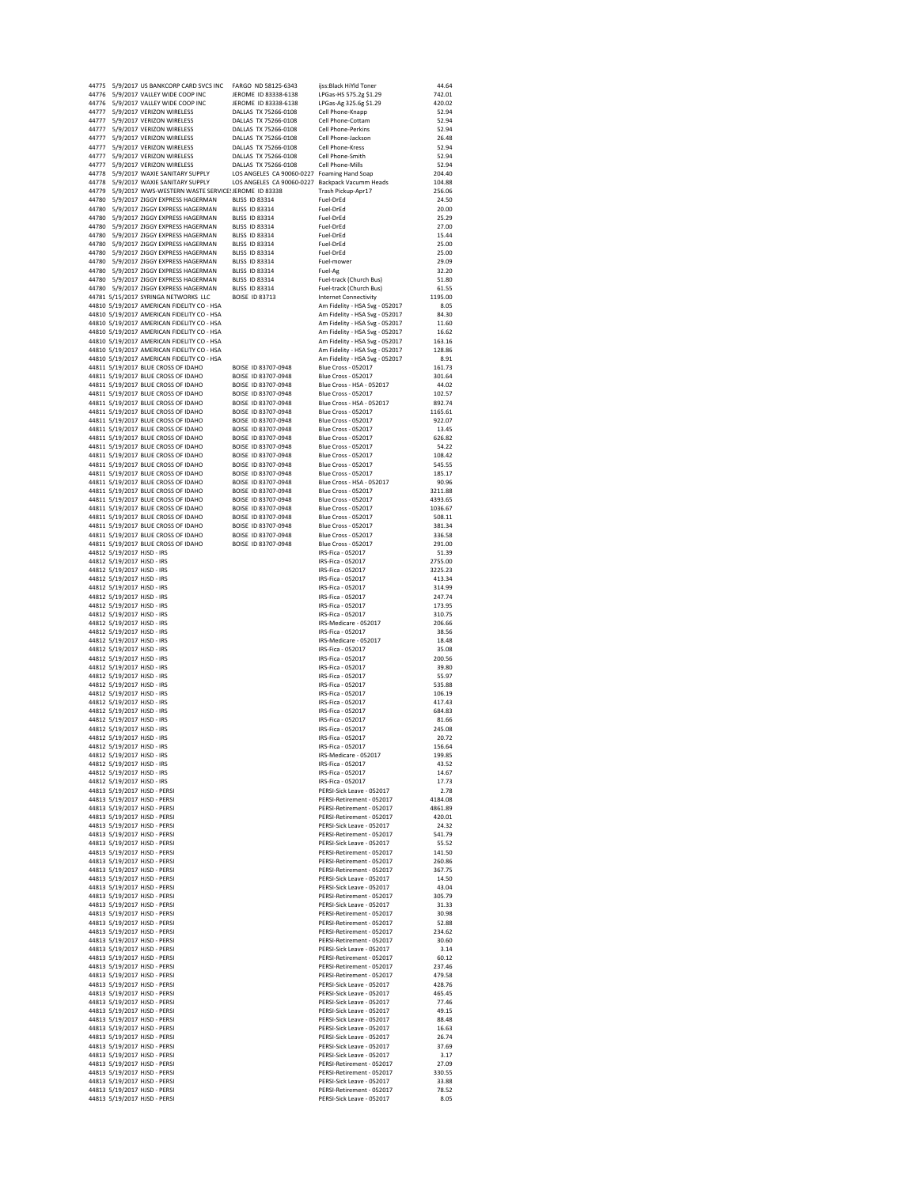| | | | | | |
|---|---|---|---|---|---|
| 44775 | 5/9/2017 | US BANKCORP CARD SVCS INC | FARGO ND 58125-6343 | ijss:Black HiYld Toner | 44.64 |
| 44776 | 5/9/2017 | VALLEY WIDE COOP INC | JEROME ID 83338-6138 | LPGas-HS 575.2g $1.29 | 742.01 |
| 44776 | 5/9/2017 | VALLEY WIDE COOP INC | JEROME ID 83338-6138 | LPGas-Ag 325.6g $1.29 | 420.02 |
| 44777 | 5/9/2017 | VERIZON WIRELESS | DALLAS TX 75266-0108 | Cell Phone-Knapp | 52.94 |
| 44777 | 5/9/2017 | VERIZON WIRELESS | DALLAS TX 75266-0108 | Cell Phone-Cottam | 52.94 |
| 44777 | 5/9/2017 | VERIZON WIRELESS | DALLAS TX 75266-0108 | Cell Phone-Perkins | 52.94 |
| 44777 | 5/9/2017 | VERIZON WIRELESS | DALLAS TX 75266-0108 | Cell Phone-Jackson | 26.48 |
| 44777 | 5/9/2017 | VERIZON WIRELESS | DALLAS TX 75266-0108 | Cell Phone-Kress | 52.94 |
| 44777 | 5/9/2017 | VERIZON WIRELESS | DALLAS TX 75266-0108 | Cell Phone-Smith | 52.94 |
| 44777 | 5/9/2017 | VERIZON WIRELESS | DALLAS TX 75266-0108 | Cell Phone-Mills | 52.94 |
| 44778 | 5/9/2017 | WAXIE SANITARY SUPPLY | LOS ANGELES CA 90060-0227 | Foaming Hand Soap | 204.40 |
| 44778 | 5/9/2017 | WAXIE SANITARY SUPPLY | LOS ANGELES CA 90060-0227 | Backpack Vacumm Heads | 104.88 |
| 44779 | 5/9/2017 | WWS-WESTERN WASTE SERVICES | JEROME ID 83338 | Trash Pickup-Apr17 | 256.06 |
| 44780 | 5/9/2017 | ZIGGY EXPRESS HAGERMAN | BLISS ID 83314 | Fuel-DrEd | 24.50 |
| 44780 | 5/9/2017 | ZIGGY EXPRESS HAGERMAN | BLISS ID 83314 | Fuel-DrEd | 20.00 |
| 44780 | 5/9/2017 | ZIGGY EXPRESS HAGERMAN | BLISS ID 83314 | Fuel-DrEd | 25.29 |
| 44780 | 5/9/2017 | ZIGGY EXPRESS HAGERMAN | BLISS ID 83314 | Fuel-DrEd | 27.00 |
| 44780 | 5/9/2017 | ZIGGY EXPRESS HAGERMAN | BLISS ID 83314 | Fuel-DrEd | 15.44 |
| 44780 | 5/9/2017 | ZIGGY EXPRESS HAGERMAN | BLISS ID 83314 | Fuel-DrEd | 25.00 |
| 44780 | 5/9/2017 | ZIGGY EXPRESS HAGERMAN | BLISS ID 83314 | Fuel-DrEd | 25.00 |
| 44780 | 5/9/2017 | ZIGGY EXPRESS HAGERMAN | BLISS ID 83314 | Fuel-mower | 29.09 |
| 44780 | 5/9/2017 | ZIGGY EXPRESS HAGERMAN | BLISS ID 83314 | Fuel-Ag | 32.20 |
| 44780 | 5/9/2017 | ZIGGY EXPRESS HAGERMAN | BLISS ID 83314 | Fuel-track (Church Bus) | 51.80 |
| 44780 | 5/9/2017 | ZIGGY EXPRESS HAGERMAN | BLISS ID 83314 | Fuel-track (Church Bus) | 61.55 |
| 44781 | 5/15/2017 | SYRINGA NETWORKS LLC | BOISE ID 83713 | Internet Connectivity | 1195.00 |
| 44810 | 5/19/2017 | AMERICAN FIDELITY CO - HSA | | Am Fidelity - HSA Svg - 052017 | 8.05 |
| 44810 | 5/19/2017 | AMERICAN FIDELITY CO - HSA | | Am Fidelity - HSA Svg - 052017 | 84.30 |
| 44810 | 5/19/2017 | AMERICAN FIDELITY CO - HSA | | Am Fidelity - HSA Svg - 052017 | 11.60 |
| 44810 | 5/19/2017 | AMERICAN FIDELITY CO - HSA | | Am Fidelity - HSA Svg - 052017 | 16.62 |
| 44810 | 5/19/2017 | AMERICAN FIDELITY CO - HSA | | Am Fidelity - HSA Svg - 052017 | 163.16 |
| 44810 | 5/19/2017 | AMERICAN FIDELITY CO - HSA | | Am Fidelity - HSA Svg - 052017 | 128.86 |
| 44810 | 5/19/2017 | AMERICAN FIDELITY CO - HSA | | Am Fidelity - HSA Svg - 052017 | 8.91 |
| 44811 | 5/19/2017 | BLUE CROSS OF IDAHO | BOISE ID 83707-0948 | Blue Cross - 052017 | 161.73 |
| 44811 | 5/19/2017 | BLUE CROSS OF IDAHO | BOISE ID 83707-0948 | Blue Cross - 052017 | 301.64 |
| 44811 | 5/19/2017 | BLUE CROSS OF IDAHO | BOISE ID 83707-0948 | Blue Cross - HSA - 052017 | 44.02 |
| 44811 | 5/19/2017 | BLUE CROSS OF IDAHO | BOISE ID 83707-0948 | Blue Cross - 052017 | 102.57 |
| 44811 | 5/19/2017 | BLUE CROSS OF IDAHO | BOISE ID 83707-0948 | Blue Cross - HSA - 052017 | 892.74 |
| 44811 | 5/19/2017 | BLUE CROSS OF IDAHO | BOISE ID 83707-0948 | Blue Cross - 052017 | 1165.61 |
| 44811 | 5/19/2017 | BLUE CROSS OF IDAHO | BOISE ID 83707-0948 | Blue Cross - 052017 | 922.07 |
| 44811 | 5/19/2017 | BLUE CROSS OF IDAHO | BOISE ID 83707-0948 | Blue Cross - 052017 | 13.45 |
| 44811 | 5/19/2017 | BLUE CROSS OF IDAHO | BOISE ID 83707-0948 | Blue Cross - 052017 | 626.82 |
| 44811 | 5/19/2017 | BLUE CROSS OF IDAHO | BOISE ID 83707-0948 | Blue Cross - 052017 | 54.22 |
| 44811 | 5/19/2017 | BLUE CROSS OF IDAHO | BOISE ID 83707-0948 | Blue Cross - 052017 | 108.42 |
| 44811 | 5/19/2017 | BLUE CROSS OF IDAHO | BOISE ID 83707-0948 | Blue Cross - 052017 | 545.55 |
| 44811 | 5/19/2017 | BLUE CROSS OF IDAHO | BOISE ID 83707-0948 | Blue Cross - 052017 | 185.17 |
| 44811 | 5/19/2017 | BLUE CROSS OF IDAHO | BOISE ID 83707-0948 | Blue Cross - HSA - 052017 | 90.96 |
| 44811 | 5/19/2017 | BLUE CROSS OF IDAHO | BOISE ID 83707-0948 | Blue Cross - 052017 | 3211.88 |
| 44811 | 5/19/2017 | BLUE CROSS OF IDAHO | BOISE ID 83707-0948 | Blue Cross - 052017 | 4393.65 |
| 44811 | 5/19/2017 | BLUE CROSS OF IDAHO | BOISE ID 83707-0948 | Blue Cross - 052017 | 1036.67 |
| 44811 | 5/19/2017 | BLUE CROSS OF IDAHO | BOISE ID 83707-0948 | Blue Cross - 052017 | 508.11 |
| 44811 | 5/19/2017 | BLUE CROSS OF IDAHO | BOISE ID 83707-0948 | Blue Cross - 052017 | 381.34 |
| 44811 | 5/19/2017 | BLUE CROSS OF IDAHO | BOISE ID 83707-0948 | Blue Cross - 052017 | 336.58 |
| 44811 | 5/19/2017 | BLUE CROSS OF IDAHO | BOISE ID 83707-0948 | Blue Cross - 052017 | 291.00 |
| 44812 | 5/19/2017 | HJSD - IRS | | IRS-Fica - 052017 | 51.39 |
| 44812 | 5/19/2017 | HJSD - IRS | | IRS-Fica - 052017 | 2755.00 |
| 44812 | 5/19/2017 | HJSD - IRS | | IRS-Fica - 052017 | 3225.23 |
| 44812 | 5/19/2017 | HJSD - IRS | | IRS-Fica - 052017 | 413.34 |
| 44812 | 5/19/2017 | HJSD - IRS | | IRS-Fica - 052017 | 314.99 |
| 44812 | 5/19/2017 | HJSD - IRS | | IRS-Fica - 052017 | 247.74 |
| 44812 | 5/19/2017 | HJSD - IRS | | IRS-Fica - 052017 | 173.95 |
| 44812 | 5/19/2017 | HJSD - IRS | | IRS-Fica - 052017 | 310.75 |
| 44812 | 5/19/2017 | HJSD - IRS | | IRS-Medicare - 052017 | 206.66 |
| 44812 | 5/19/2017 | HJSD - IRS | | IRS-Fica - 052017 | 38.56 |
| 44812 | 5/19/2017 | HJSD - IRS | | IRS-Medicare - 052017 | 18.48 |
| 44812 | 5/19/2017 | HJSD - IRS | | IRS-Fica - 052017 | 35.08 |
| 44812 | 5/19/2017 | HJSD - IRS | | IRS-Fica - 052017 | 200.56 |
| 44812 | 5/19/2017 | HJSD - IRS | | IRS-Fica - 052017 | 39.80 |
| 44812 | 5/19/2017 | HJSD - IRS | | IRS-Fica - 052017 | 55.97 |
| 44812 | 5/19/2017 | HJSD - IRS | | IRS-Fica - 052017 | 535.88 |
| 44812 | 5/19/2017 | HJSD - IRS | | IRS-Fica - 052017 | 106.19 |
| 44812 | 5/19/2017 | HJSD - IRS | | IRS-Fica - 052017 | 417.43 |
| 44812 | 5/19/2017 | HJSD - IRS | | IRS-Fica - 052017 | 684.83 |
| 44812 | 5/19/2017 | HJSD - IRS | | IRS-Fica - 052017 | 81.66 |
| 44812 | 5/19/2017 | HJSD - IRS | | IRS-Fica - 052017 | 245.08 |
| 44812 | 5/19/2017 | HJSD - IRS | | IRS-Fica - 052017 | 20.72 |
| 44812 | 5/19/2017 | HJSD - IRS | | IRS-Fica - 052017 | 156.64 |
| 44812 | 5/19/2017 | HJSD - IRS | | IRS-Medicare - 052017 | 199.85 |
| 44812 | 5/19/2017 | HJSD - IRS | | IRS-Fica - 052017 | 43.52 |
| 44812 | 5/19/2017 | HJSD - IRS | | IRS-Fica - 052017 | 14.67 |
| 44812 | 5/19/2017 | HJSD - IRS | | IRS-Fica - 052017 | 17.73 |
| 44813 | 5/19/2017 | HJSD - PERSI | | PERSI-Sick Leave - 052017 | 2.78 |
| 44813 | 5/19/2017 | HJSD - PERSI | | PERSI-Retirement - 052017 | 4184.08 |
| 44813 | 5/19/2017 | HJSD - PERSI | | PERSI-Retirement - 052017 | 4861.89 |
| 44813 | 5/19/2017 | HJSD - PERSI | | PERSI-Retirement - 052017 | 420.01 |
| 44813 | 5/19/2017 | HJSD - PERSI | | PERSI-Sick Leave - 052017 | 24.32 |
| 44813 | 5/19/2017 | HJSD - PERSI | | PERSI-Retirement - 052017 | 541.79 |
| 44813 | 5/19/2017 | HJSD - PERSI | | PERSI-Sick Leave - 052017 | 55.52 |
| 44813 | 5/19/2017 | HJSD - PERSI | | PERSI-Retirement - 052017 | 141.50 |
| 44813 | 5/19/2017 | HJSD - PERSI | | PERSI-Retirement - 052017 | 260.86 |
| 44813 | 5/19/2017 | HJSD - PERSI | | PERSI-Retirement - 052017 | 367.75 |
| 44813 | 5/19/2017 | HJSD - PERSI | | PERSI-Sick Leave - 052017 | 14.50 |
| 44813 | 5/19/2017 | HJSD - PERSI | | PERSI-Sick Leave - 052017 | 43.04 |
| 44813 | 5/19/2017 | HJSD - PERSI | | PERSI-Retirement - 052017 | 305.79 |
| 44813 | 5/19/2017 | HJSD - PERSI | | PERSI-Sick Leave - 052017 | 31.33 |
| 44813 | 5/19/2017 | HJSD - PERSI | | PERSI-Retirement - 052017 | 30.98 |
| 44813 | 5/19/2017 | HJSD - PERSI | | PERSI-Retirement - 052017 | 52.88 |
| 44813 | 5/19/2017 | HJSD - PERSI | | PERSI-Retirement - 052017 | 234.62 |
| 44813 | 5/19/2017 | HJSD - PERSI | | PERSI-Retirement - 052017 | 30.60 |
| 44813 | 5/19/2017 | HJSD - PERSI | | PERSI-Sick Leave - 052017 | 3.14 |
| 44813 | 5/19/2017 | HJSD - PERSI | | PERSI-Retirement - 052017 | 60.12 |
| 44813 | 5/19/2017 | HJSD - PERSI | | PERSI-Retirement - 052017 | 237.46 |
| 44813 | 5/19/2017 | HJSD - PERSI | | PERSI-Retirement - 052017 | 479.58 |
| 44813 | 5/19/2017 | HJSD - PERSI | | PERSI-Sick Leave - 052017 | 428.76 |
| 44813 | 5/19/2017 | HJSD - PERSI | | PERSI-Sick Leave - 052017 | 465.45 |
| 44813 | 5/19/2017 | HJSD - PERSI | | PERSI-Sick Leave - 052017 | 77.46 |
| 44813 | 5/19/2017 | HJSD - PERSI | | PERSI-Sick Leave - 052017 | 49.15 |
| 44813 | 5/19/2017 | HJSD - PERSI | | PERSI-Sick Leave - 052017 | 88.48 |
| 44813 | 5/19/2017 | HJSD - PERSI | | PERSI-Sick Leave - 052017 | 16.63 |
| 44813 | 5/19/2017 | HJSD - PERSI | | PERSI-Sick Leave - 052017 | 26.74 |
| 44813 | 5/19/2017 | HJSD - PERSI | | PERSI-Sick Leave - 052017 | 37.69 |
| 44813 | 5/19/2017 | HJSD - PERSI | | PERSI-Sick Leave - 052017 | 3.17 |
| 44813 | 5/19/2017 | HJSD - PERSI | | PERSI-Retirement - 052017 | 27.09 |
| 44813 | 5/19/2017 | HJSD - PERSI | | PERSI-Retirement - 052017 | 330.55 |
| 44813 | 5/19/2017 | HJSD - PERSI | | PERSI-Sick Leave - 052017 | 33.88 |
| 44813 | 5/19/2017 | HJSD - PERSI | | PERSI-Retirement - 052017 | 78.52 |
| 44813 | 5/19/2017 | HJSD - PERSI | | PERSI-Sick Leave - 052017 | 8.05 |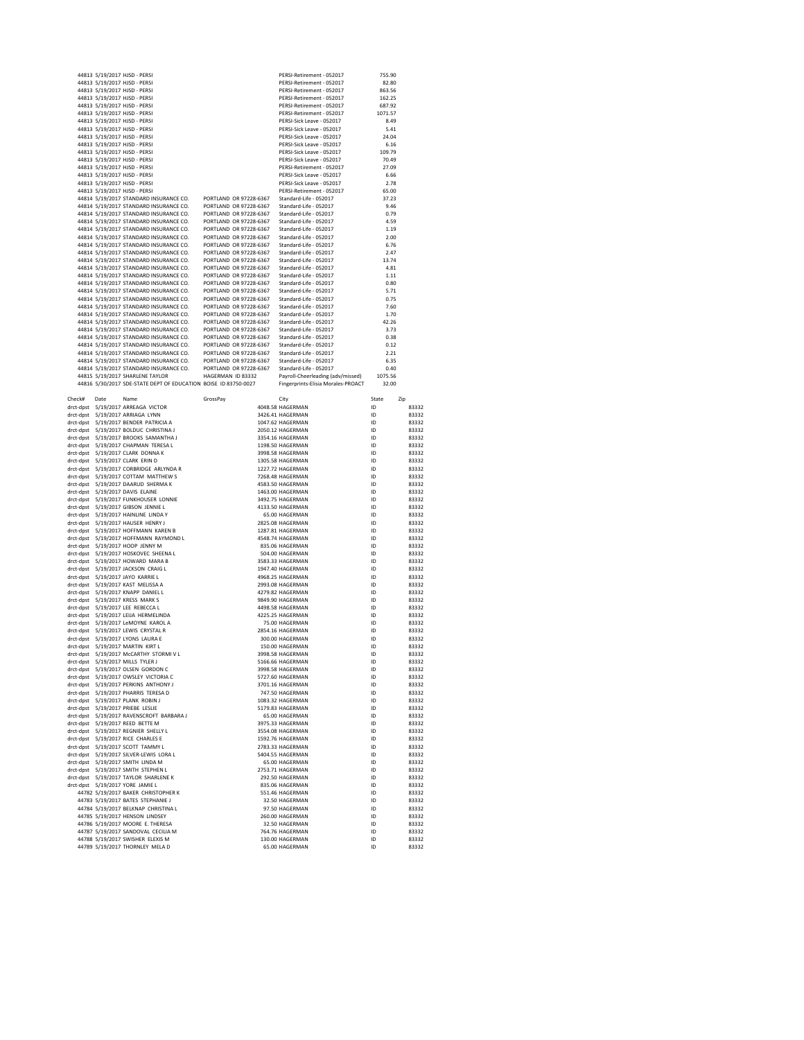| | | | | | |
|---|---|---|---|---|---|
| 44813 | 5/19/2017 | HJSD - PERSI | | PERSI-Retirement - 052017 | 755.90 |
| 44813 | 5/19/2017 | HJSD - PERSI | | PERSI-Retirement - 052017 | 82.80 |
| 44813 | 5/19/2017 | HJSD - PERSI | | PERSI-Retirement - 052017 | 863.56 |
| 44813 | 5/19/2017 | HJSD - PERSI | | PERSI-Retirement - 052017 | 162.25 |
| 44813 | 5/19/2017 | HJSD - PERSI | | PERSI-Retirement - 052017 | 687.92 |
| 44813 | 5/19/2017 | HJSD - PERSI | | PERSI-Retirement - 052017 | 1071.57 |
| 44813 | 5/19/2017 | HJSD - PERSI | | PERSI-Sick Leave - 052017 | 8.49 |
| 44813 | 5/19/2017 | HJSD - PERSI | | PERSI-Sick Leave - 052017 | 5.41 |
| 44813 | 5/19/2017 | HJSD - PERSI | | PERSI-Sick Leave - 052017 | 24.04 |
| 44813 | 5/19/2017 | HJSD - PERSI | | PERSI-Sick Leave - 052017 | 6.16 |
| 44813 | 5/19/2017 | HJSD - PERSI | | PERSI-Sick Leave - 052017 | 109.79 |
| 44813 | 5/19/2017 | HJSD - PERSI | | PERSI-Sick Leave - 052017 | 70.49 |
| 44813 | 5/19/2017 | HJSD - PERSI | | PERSI-Retirement - 052017 | 27.09 |
| 44813 | 5/19/2017 | HJSD - PERSI | | PERSI-Sick Leave - 052017 | 6.66 |
| 44813 | 5/19/2017 | HJSD - PERSI | | PERSI-Sick Leave - 052017 | 2.78 |
| 44813 | 5/19/2017 | HJSD - PERSI | | PERSI-Retirement - 052017 | 65.00 |
| 44814 | 5/19/2017 | STANDARD INSURANCE CO. | PORTLAND OR 97228-6367 | Standard-Life - 052017 | 37.23 |
| 44814 | 5/19/2017 | STANDARD INSURANCE CO. | PORTLAND OR 97228-6367 | Standard-Life - 052017 | 9.46 |
| 44814 | 5/19/2017 | STANDARD INSURANCE CO. | PORTLAND OR 97228-6367 | Standard-Life - 052017 | 0.79 |
| 44814 | 5/19/2017 | STANDARD INSURANCE CO. | PORTLAND OR 97228-6367 | Standard-Life - 052017 | 4.59 |
| 44814 | 5/19/2017 | STANDARD INSURANCE CO. | PORTLAND OR 97228-6367 | Standard-Life - 052017 | 1.19 |
| 44814 | 5/19/2017 | STANDARD INSURANCE CO. | PORTLAND OR 97228-6367 | Standard-Life - 052017 | 2.00 |
| 44814 | 5/19/2017 | STANDARD INSURANCE CO. | PORTLAND OR 97228-6367 | Standard-Life - 052017 | 6.76 |
| 44814 | 5/19/2017 | STANDARD INSURANCE CO. | PORTLAND OR 97228-6367 | Standard-Life - 052017 | 2.47 |
| 44814 | 5/19/2017 | STANDARD INSURANCE CO. | PORTLAND OR 97228-6367 | Standard-Life - 052017 | 13.74 |
| 44814 | 5/19/2017 | STANDARD INSURANCE CO. | PORTLAND OR 97228-6367 | Standard-Life - 052017 | 4.81 |
| 44814 | 5/19/2017 | STANDARD INSURANCE CO. | PORTLAND OR 97228-6367 | Standard-Life - 052017 | 1.11 |
| 44814 | 5/19/2017 | STANDARD INSURANCE CO. | PORTLAND OR 97228-6367 | Standard-Life - 052017 | 0.80 |
| 44814 | 5/19/2017 | STANDARD INSURANCE CO. | PORTLAND OR 97228-6367 | Standard-Life - 052017 | 5.71 |
| 44814 | 5/19/2017 | STANDARD INSURANCE CO. | PORTLAND OR 97228-6367 | Standard-Life - 052017 | 0.75 |
| 44814 | 5/19/2017 | STANDARD INSURANCE CO. | PORTLAND OR 97228-6367 | Standard-Life - 052017 | 7.60 |
| 44814 | 5/19/2017 | STANDARD INSURANCE CO. | PORTLAND OR 97228-6367 | Standard-Life - 052017 | 1.70 |
| 44814 | 5/19/2017 | STANDARD INSURANCE CO. | PORTLAND OR 97228-6367 | Standard-Life - 052017 | 42.26 |
| 44814 | 5/19/2017 | STANDARD INSURANCE CO. | PORTLAND OR 97228-6367 | Standard-Life - 052017 | 3.73 |
| 44814 | 5/19/2017 | STANDARD INSURANCE CO. | PORTLAND OR 97228-6367 | Standard-Life - 052017 | 0.38 |
| 44814 | 5/19/2017 | STANDARD INSURANCE CO. | PORTLAND OR 97228-6367 | Standard-Life - 052017 | 0.12 |
| 44814 | 5/19/2017 | STANDARD INSURANCE CO. | PORTLAND OR 97228-6367 | Standard-Life - 052017 | 2.21 |
| 44814 | 5/19/2017 | STANDARD INSURANCE CO. | PORTLAND OR 97228-6367 | Standard-Life - 052017 | 6.35 |
| 44814 | 5/19/2017 | STANDARD INSURANCE CO. | PORTLAND OR 97228-6367 | Standard-Life - 052017 | 0.40 |
| 44815 | 5/19/2017 | SHARLENE TAYLOR | HAGERMAN ID 83332 | Payroll-Cheerleading (adv/missed) | 1075.56 |
| 44816 | 5/30/2017 | SDE-STATE DEPT OF EDUCATION | BOISE ID 83750-0027 | Fingerprints-Elisia Morales-PROACT | 32.00 |

| Check# | Date | Name | GrossPay | City | State | Zip |
|---|---|---|---|---|---|---|
| drct-dpst | 5/19/2017 | ARREAGA VICTOR | 4048.58 | HAGERMAN | ID | 83332 |
| drct-dpst | 5/19/2017 | ARRIAGA LYNN | 3426.41 | HAGERMAN | ID | 83332 |
| drct-dpst | 5/19/2017 | BENDER PATRICIA A | 1047.62 | HAGERMAN | ID | 83332 |
| drct-dpst | 5/19/2017 | BOLDUC CHRISTINA J | 2050.12 | HAGERMAN | ID | 83332 |
| drct-dpst | 5/19/2017 | BROOKS SAMANTHA J | 3354.16 | HAGERMAN | ID | 83332 |
| drct-dpst | 5/19/2017 | CHAPMAN TERESA L | 1198.50 | HAGERMAN | ID | 83332 |
| drct-dpst | 5/19/2017 | CLARK DONNA K | 3998.58 | HAGERMAN | ID | 83332 |
| drct-dpst | 5/19/2017 | CLARK ERIN D | 1305.58 | HAGERMAN | ID | 83332 |
| drct-dpst | 5/19/2017 | CORBRIDGE ARLYNDA R | 1227.72 | HAGERMAN | ID | 83332 |
| drct-dpst | 5/19/2017 | COTTAM MATTHEW S | 7268.48 | HAGERMAN | ID | 83332 |
| drct-dpst | 5/19/2017 | DAARUD SHERMA K | 4583.50 | HAGERMAN | ID | 83332 |
| drct-dpst | 5/19/2017 | DAVIS ELAINE | 1463.00 | HAGERMAN | ID | 83332 |
| drct-dpst | 5/19/2017 | FUNKHOUSER LONNIE | 3492.75 | HAGERMAN | ID | 83332 |
| drct-dpst | 5/19/2017 | GIBSON JENNIE L | 4133.50 | HAGERMAN | ID | 83332 |
| drct-dpst | 5/19/2017 | HAINLINE LINDA Y | 65.00 | HAGERMAN | ID | 83332 |
| drct-dpst | 5/19/2017 | HAUSER HENRY J | 2825.08 | HAGERMAN | ID | 83332 |
| drct-dpst | 5/19/2017 | HOFFMANN KAREN B | 1287.81 | HAGERMAN | ID | 83332 |
| drct-dpst | 5/19/2017 | HOFFMANN RAYMOND L | 4548.74 | HAGERMAN | ID | 83332 |
| drct-dpst | 5/19/2017 | HOOP JENNY M | 835.06 | HAGERMAN | ID | 83332 |
| drct-dpst | 5/19/2017 | HOSKOVEC SHEENA L | 504.00 | HAGERMAN | ID | 83332 |
| drct-dpst | 5/19/2017 | HOWARD MARA B | 3583.33 | HAGERMAN | ID | 83332 |
| drct-dpst | 5/19/2017 | JACKSON CRAIG L | 1947.40 | HAGERMAN | ID | 83332 |
| drct-dpst | 5/19/2017 | JAYO KARRIE L | 4968.25 | HAGERMAN | ID | 83332 |
| drct-dpst | 5/19/2017 | KAST MELISSA A | 2993.08 | HAGERMAN | ID | 83332 |
| drct-dpst | 5/19/2017 | KNAPP DANIEL L | 4279.82 | HAGERMAN | ID | 83332 |
| drct-dpst | 5/19/2017 | KRESS MARK S | 9849.90 | HAGERMAN | ID | 83332 |
| drct-dpst | 5/19/2017 | LEE REBECCA L | 4498.58 | HAGERMAN | ID | 83332 |
| drct-dpst | 5/19/2017 | LEIJA HERMELINDA | 4225.25 | HAGERMAN | ID | 83332 |
| drct-dpst | 5/19/2017 | LeMOYNE KAROL A | 75.00 | HAGERMAN | ID | 83332 |
| drct-dpst | 5/19/2017 | LEWIS CRYSTAL R | 2854.16 | HAGERMAN | ID | 83332 |
| drct-dpst | 5/19/2017 | LYONS LAURA E | 300.00 | HAGERMAN | ID | 83332 |
| drct-dpst | 5/19/2017 | MARTIN KIRT L | 150.00 | HAGERMAN | ID | 83332 |
| drct-dpst | 5/19/2017 | McCARTHY STORMI V L | 3998.58 | HAGERMAN | ID | 83332 |
| drct-dpst | 5/19/2017 | MILLS TYLER J | 5166.66 | HAGERMAN | ID | 83332 |
| drct-dpst | 5/19/2017 | OLSEN GORDON C | 3998.58 | HAGERMAN | ID | 83332 |
| drct-dpst | 5/19/2017 | OWSLEY VICTORIA C | 5727.60 | HAGERMAN | ID | 83332 |
| drct-dpst | 5/19/2017 | PERKINS ANTHONY J | 3701.16 | HAGERMAN | ID | 83332 |
| drct-dpst | 5/19/2017 | PHARRIS TERESA D | 747.50 | HAGERMAN | ID | 83332 |
| drct-dpst | 5/19/2017 | PLANK ROBIN J | 1083.32 | HAGERMAN | ID | 83332 |
| drct-dpst | 5/19/2017 | PRIEBE LESLIE | 5179.83 | HAGERMAN | ID | 83332 |
| drct-dpst | 5/19/2017 | RAVENSCROFT BARBARA J | 65.00 | HAGERMAN | ID | 83332 |
| drct-dpst | 5/19/2017 | REED BETTE M | 3975.33 | HAGERMAN | ID | 83332 |
| drct-dpst | 5/19/2017 | REGNIER SHELLY L | 3554.08 | HAGERMAN | ID | 83332 |
| drct-dpst | 5/19/2017 | RICE CHARLES E | 1592.76 | HAGERMAN | ID | 83332 |
| drct-dpst | 5/19/2017 | SCOTT TAMMY L | 2783.33 | HAGERMAN | ID | 83332 |
| drct-dpst | 5/19/2017 | SILVER-LEWIS LORA L | 5404.55 | HAGERMAN | ID | 83332 |
| drct-dpst | 5/19/2017 | SMITH LINDA M | 65.00 | HAGERMAN | ID | 83332 |
| drct-dpst | 5/19/2017 | SMITH STEPHEN L | 2753.71 | HAGERMAN | ID | 83332 |
| drct-dpst | 5/19/2017 | TAYLOR SHARLENE K | 292.50 | HAGERMAN | ID | 83332 |
| drct-dpst | 5/19/2017 | YORE JAMIE L | 835.06 | HAGERMAN | ID | 83332 |
| 44782 | 5/19/2017 | BAKER CHRISTOPHER K | 551.46 | HAGERMAN | ID | 83332 |
| 44783 | 5/19/2017 | BATES STEPHANIE J | 32.50 | HAGERMAN | ID | 83332 |
| 44784 | 5/19/2017 | BELKNAP CHRISTINA L | 97.50 | HAGERMAN | ID | 83332 |
| 44785 | 5/19/2017 | HENSON LINDSEY | 260.00 | HAGERMAN | ID | 83332 |
| 44786 | 5/19/2017 | MOORE E. THERESA | 32.50 | HAGERMAN | ID | 83332 |
| 44787 | 5/19/2017 | SANDOVAL CECILIA M | 764.76 | HAGERMAN | ID | 83332 |
| 44788 | 5/19/2017 | SWISHER ELEXIS M | 130.00 | HAGERMAN | ID | 83332 |
| 44789 | 5/19/2017 | THORNLEY MELA D | 65.00 | HAGERMAN | ID | 83332 |